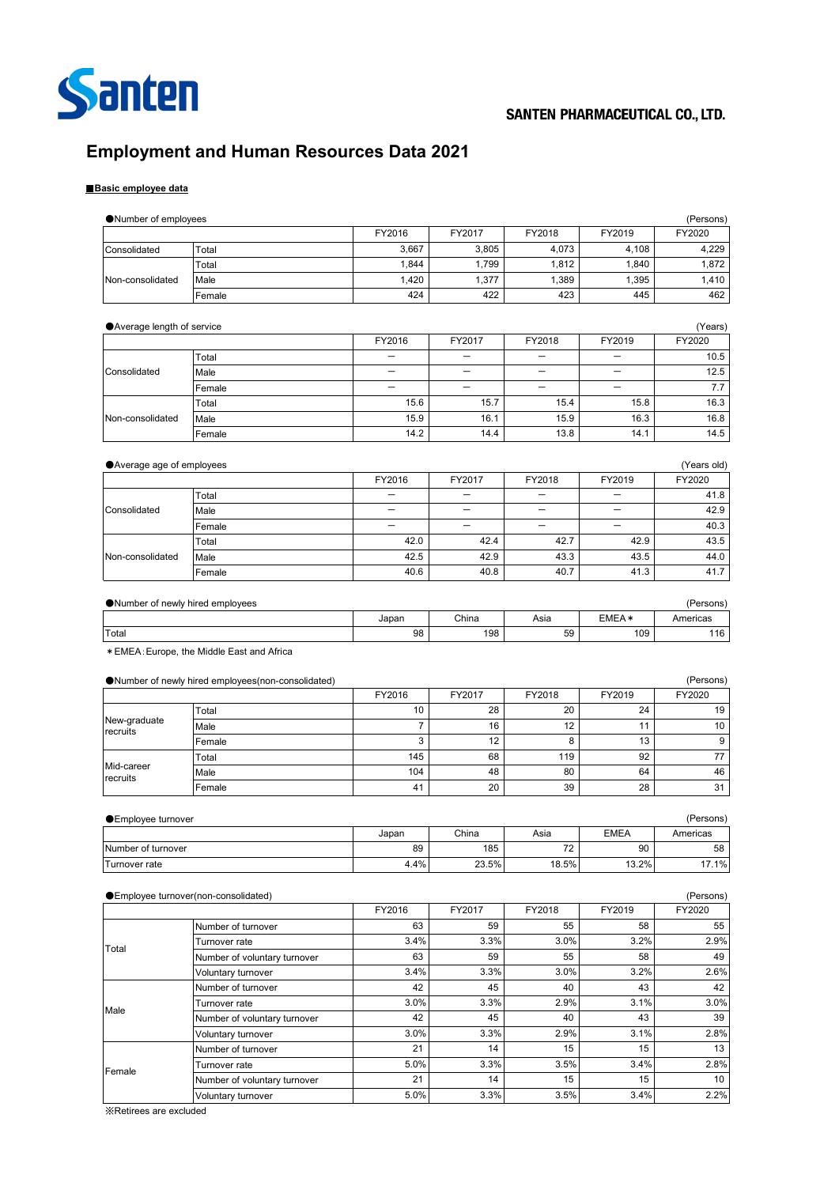Santen

SANTEN PHARMACEUTICAL CO., LTD.

# Employment and Human Resources Data 2021

## ■Basic employee data

●Number of employees (Persons)

| | | FY2016 | FY2017 | FY2018 | FY2019 | FY2020 |
|---|---|---|---|---|---|---|
| Consolidated | Total | 3,667 | 3,805 | 4,073 | 4,108 | 4,229 |
| Non-consolidated | Total | 1,844 | 1,799 | 1,812 | 1,840 | 1,872 |
| | Male | 1,420 | 1,377 | 1,389 | 1,395 | 1,410 |
| | Female | 424 | 422 | 423 | 445 | 462 |

●Average length of service (Years)

| | | FY2016 | FY2017 | FY2018 | FY2019 | FY2020 |
|---|---|---|---|---|---|---|
| Consolidated | Total | ― | ― | ― | ― | 10.5 |
| | Male | ― | ― | ― | ― | 12.5 |
| | Female | ― | ― | ― | ― | 7.7 |
| Non-consolidated | Total | 15.6 | 15.7 | 15.4 | 15.8 | 16.3 |
| | Male | 15.9 | 16.1 | 15.9 | 16.3 | 16.8 |
| | Female | 14.2 | 14.4 | 13.8 | 14.1 | 14.5 |

●Average age of employees (Years old)

| | | FY2016 | FY2017 | FY2018 | FY2019 | FY2020 |
|---|---|---|---|---|---|---|
| Consolidated | Total | ― | ― | ― | ― | 41.8 |
| | Male | ― | ― | ― | ― | 42.9 |
| | Female | ― | ― | ― | ― | 40.3 |
| Non-consolidated | Total | 42.0 | 42.4 | 42.7 | 42.9 | 43.5 |
| | Male | 42.5 | 42.9 | 43.3 | 43.5 | 44.0 |
| | Female | 40.6 | 40.8 | 40.7 | 41.3 | 41.7 |

●Number of newly hired employees (Persons)

| | Japan | China | Asia | EMEA＊ | Americas |
|---|---|---|---|---|---|
| Total | 98 | 198 | 59 | 109 | 116 |

＊EMEA：Europe, the Middle East and Africa

●Number of newly hired employees(non-consolidated) (Persons)

| | | FY2016 | FY2017 | FY2018 | FY2019 | FY2020 |
|---|---|---|---|---|---|---|
| New-graduate recruits | Total | 10 | 28 | 20 | 24 | 19 |
| | Male | 7 | 16 | 12 | 11 | 10 |
| | Female | 3 | 12 | 8 | 13 | 9 |
| Mid-career recruits | Total | 145 | 68 | 119 | 92 | 77 |
| | Male | 104 | 48 | 80 | 64 | 46 |
| | Female | 41 | 20 | 39 | 28 | 31 |

●Employee turnover (Persons)

| | Japan | China | Asia | EMEA | Americas |
|---|---|---|---|---|---|
| Number of turnover | 89 | 185 | 72 | 90 | 58 |
| Turnover rate | 4.4% | 23.5% | 18.5% | 13.2% | 17.1% |

●Employee turnover(non-consolidated) (Persons)

| | | FY2016 | FY2017 | FY2018 | FY2019 | FY2020 |
|---|---|---|---|---|---|---|
| Total | Number of turnover | 63 | 59 | 55 | 58 | 55 |
| | Turnover rate | 3.4% | 3.3% | 3.0% | 3.2% | 2.9% |
| | Number of voluntary turnover | 63 | 59 | 55 | 58 | 49 |
| | Voluntary turnover | 3.4% | 3.3% | 3.0% | 3.2% | 2.6% |
| Male | Number of turnover | 42 | 45 | 40 | 43 | 42 |
| | Turnover rate | 3.0% | 3.3% | 2.9% | 3.1% | 3.0% |
| | Number of voluntary turnover | 42 | 45 | 40 | 43 | 39 |
| | Voluntary turnover | 3.0% | 3.3% | 2.9% | 3.1% | 2.8% |
| Female | Number of turnover | 21 | 14 | 15 | 15 | 13 |
| | Turnover rate | 5.0% | 3.3% | 3.5% | 3.4% | 2.8% |
| | Number of voluntary turnover | 21 | 14 | 15 | 15 | 10 |
| | Voluntary turnover | 5.0% | 3.3% | 3.5% | 3.4% | 2.2% |

※Retirees are excluded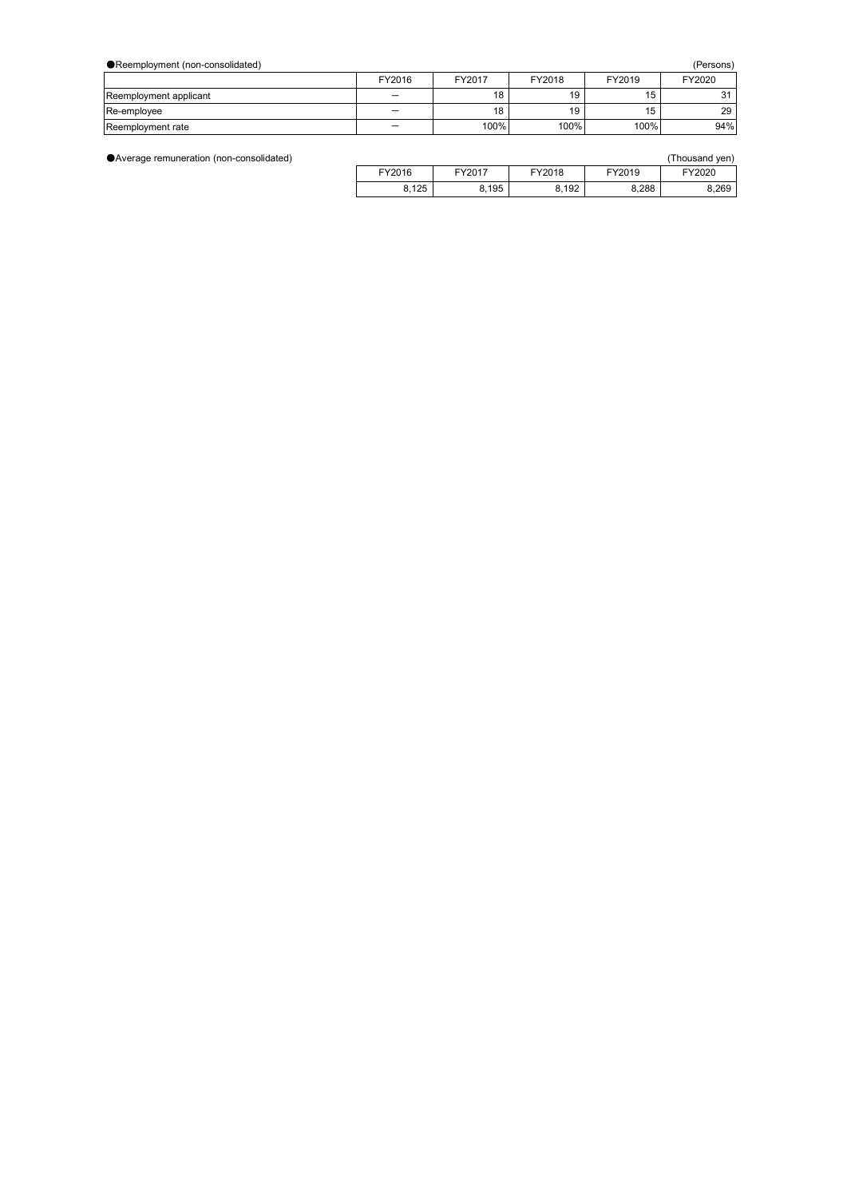●Reemployment (non-consolidated)

(Persons)

| | FY2016 | FY2017 | FY2018 | FY2019 | FY2020 |
|---|---|---|---|---|---|
| Reemployment applicant | — | 18 | 19 | 15 | 31 |
| Re-employee | — | 18 | 19 | 15 | 29 |
| Reemployment rate | — | 100% | 100% | 100% | 94% |

●Average remuneration (non-consolidated)

(Thousand yen)

| FY2016 | FY2017 | FY2018 | FY2019 | FY2020 |
|---|---|---|---|---|
| 8,125 | 8,195 | 8,192 | 8,288 | 8,269 |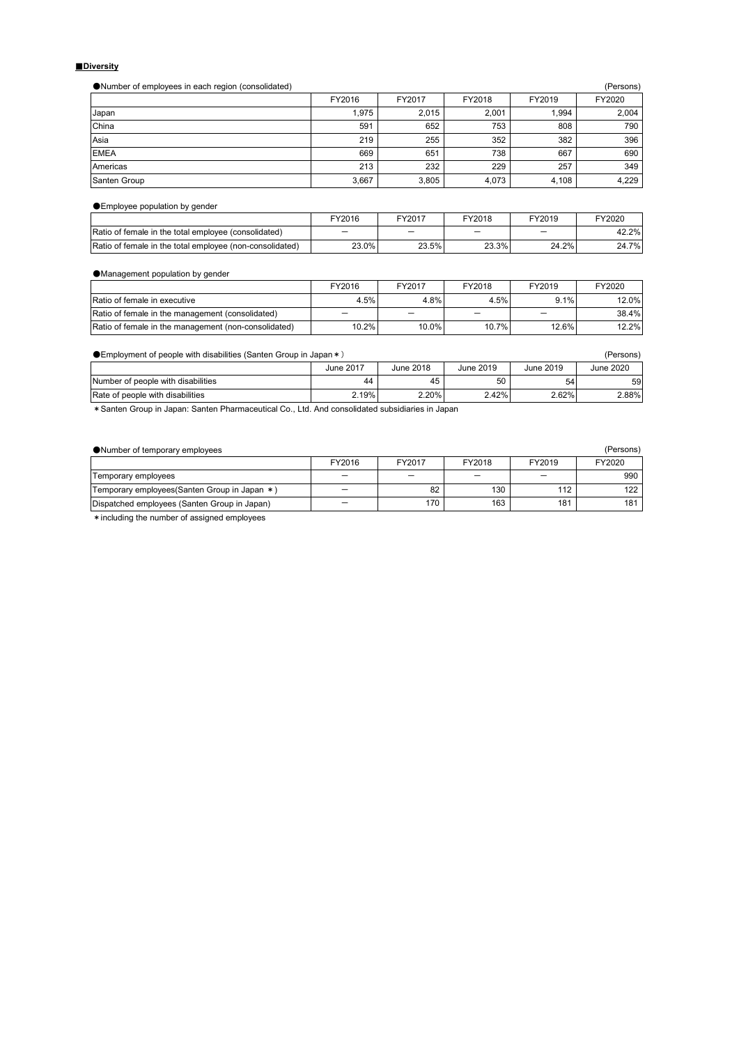## ■Diversity

●Number of employees in each region (consolidated) (Persons)

| | FY2016 | FY2017 | FY2018 | FY2019 | FY2020 |
|---|---|---|---|---|---|
| Japan | 1,975 | 2,015 | 2,001 | 1,994 | 2,004 |
| China | 591 | 652 | 753 | 808 | 790 |
| Asia | 219 | 255 | 352 | 382 | 396 |
| EMEA | 669 | 651 | 738 | 667 | 690 |
| Americas | 213 | 232 | 229 | 257 | 349 |
| Santen Group | 3,667 | 3,805 | 4,073 | 4,108 | 4,229 |

●Employee population by gender

| | FY2016 | FY2017 | FY2018 | FY2019 | FY2020 |
|---|---|---|---|---|---|
| Ratio of female in the total employee (consolidated) | ― | ― | ― | ― | 42.2% |
| Ratio of female in the total employee (non-consolidated) | 23.0% | 23.5% | 23.3% | 24.2% | 24.7% |

●Management population by gender

| | FY2016 | FY2017 | FY2018 | FY2019 | FY2020 |
|---|---|---|---|---|---|
| Ratio of female in executive | 4.5% | 4.8% | 4.5% | 9.1% | 12.0% |
| Ratio of female in the management (consolidated) | ― | ― | ― | ― | 38.4% |
| Ratio of female in the management (non-consolidated) | 10.2% | 10.0% | 10.7% | 12.6% | 12.2% |

●Employment of people with disabilities (Santen Group in Japan＊) (Persons)

| | June 2017 | June 2018 | June 2019 | June 2019 | June 2020 |
|---|---|---|---|---|---|
| Number of people with disabilities | 44 | 45 | 50 | 54 | 59 |
| Rate of people with disabilities | 2.19% | 2.20% | 2.42% | 2.62% | 2.88% |

＊Santen Group in Japan: Santen Pharmaceutical Co., Ltd. And consolidated subsidiaries in Japan

●Number of temporary employees (Persons)

| | FY2016 | FY2017 | FY2018 | FY2019 | FY2020 |
|---|---|---|---|---|---|
| Temporary employees | ― | ― | ― | ― | 990 |
| Temporary employees(Santen Group in Japan ＊) | ― | 82 | 130 | 112 | 122 |
| Dispatched employees (Santen Group in Japan) | ― | 170 | 163 | 181 | 181 |

＊including the number of assigned employees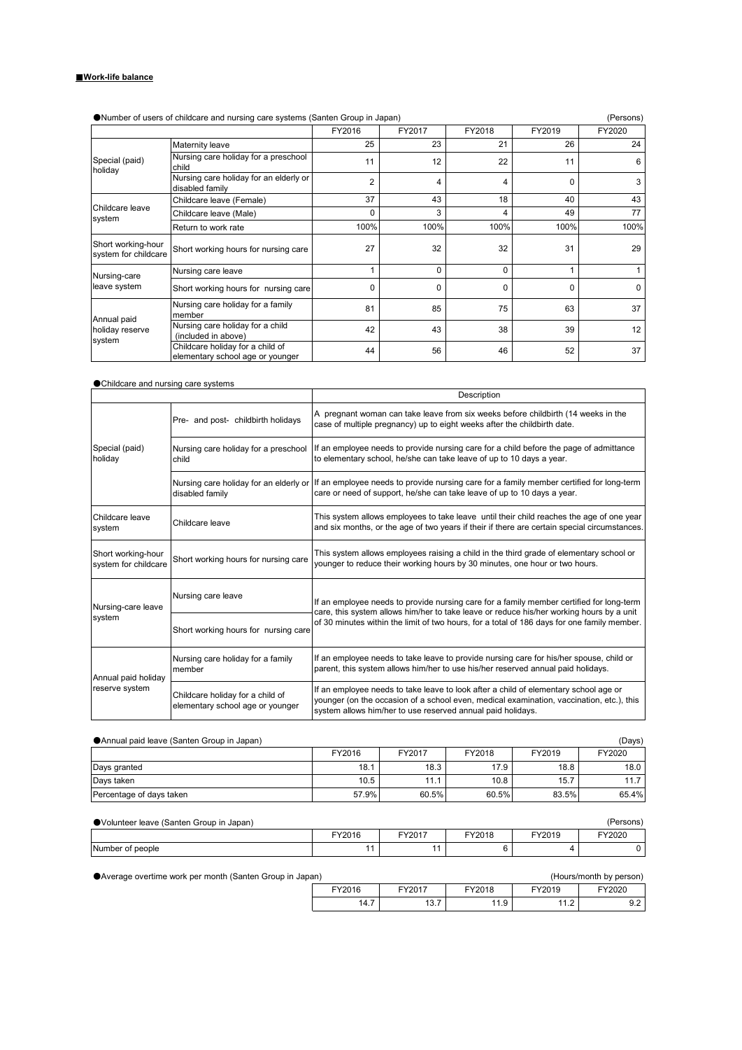**■Work-life balance**

●Number of users of childcare and nursing care systems (Santen Group in Japan) (Persons)

| | | FY2016 | FY2017 | FY2018 | FY2019 | FY2020 |
|---|---|---|---|---|---|---|
| Special (paid) holiday | Maternity leave | 25 | 23 | 21 | 26 | 24 |
| | Nursing care holiday for a preschool child | 11 | 12 | 22 | 11 | 6 |
| | Nursing care holiday for an elderly or disabled family | 2 | 4 | 4 | 0 | 3 |
| Childcare leave system | Childcare leave (Female) | 37 | 43 | 18 | 40 | 43 |
| | Childcare leave (Male) | 0 | 3 | 4 | 49 | 77 |
| | Return to work rate | 100% | 100% | 100% | 100% | 100% |
| Short working-hour system for childcare | Short working hours for nursing care | 27 | 32 | 32 | 31 | 29 |
| Nursing-care leave system | Nursing care leave | 1 | 0 | 0 | 1 | 1 |
| | Short working hours for nursing care | 0 | 0 | 0 | 0 | 0 |
| Annual paid holiday reserve system | Nursing care holiday for a family member | 81 | 85 | 75 | 63 | 37 |
| | Nursing care holiday for a child (included in above) | 42 | 43 | 38 | 39 | 12 |
| | Childcare holiday for a child of elementary school age or younger | 44 | 56 | 46 | 52 | 37 |

●Childcare and nursing care systems

| | | Description |
|---|---|---|
| Special (paid) holiday | Pre- and post- childbirth holidays | A pregnant woman can take leave from six weeks before childbirth (14 weeks in the case of multiple pregnancy) up to eight weeks after the childbirth date. |
| | Nursing care holiday for a preschool child | If an employee needs to provide nursing care for a child before the page of admittance to elementary school, he/she can take leave of up to 10 days a year. |
| | Nursing care holiday for an elderly or disabled family | If an employee needs to provide nursing care for a family member certified for long-term care or need of support, he/she can take leave of up to 10 days a year. |
| Childcare leave system | Childcare leave | This system allows employees to take leave until their child reaches the age of one year and six months, or the age of two years if their if there are certain special circumstances. |
| Short working-hour system for childcare | Short working hours for nursing care | This system allows employees raising a child in the third grade of elementary school or younger to reduce their working hours by 30 minutes, one hour or two hours. |
| Nursing-care leave system | Nursing care leave | If an employee needs to provide nursing care for a family member certified for long-term care, this system allows him/her to take leave or reduce his/her working hours by a unit of 30 minutes within the limit of two hours, for a total of 186 days for one family member. |
| | Short working hours for nursing care | |
| Annual paid holiday reserve system | Nursing care holiday for a family member | If an employee needs to take leave to provide nursing care for his/her spouse, child or parent, this system allows him/her to use his/her reserved annual paid holidays. |
| | Childcare holiday for a child of elementary school age or younger | If an employee needs to take leave to look after a child of elementary school age or younger (on the occasion of a school even, medical examination, vaccination, etc.), this system allows him/her to use reserved annual paid holidays. |

●Annual paid leave (Santen Group in Japan) (Days)

| | FY2016 | FY2017 | FY2018 | FY2019 | FY2020 |
|---|---|---|---|---|---|
| Days granted | 18.1 | 18.3 | 17.9 | 18.8 | 18.0 |
| Days taken | 10.5 | 11.1 | 10.8 | 15.7 | 11.7 |
| Percentage of days taken | 57.9% | 60.5% | 60.5% | 83.5% | 65.4% |

●Volunteer leave (Santen Group in Japan) (Persons)

| | FY2016 | FY2017 | FY2018 | FY2019 | FY2020 |
|---|---|---|---|---|---|
| Number of people | 11 | 11 | 6 | 4 | 0 |

●Average overtime work per month (Santen Group in Japan) (Hours/month by person)

| FY2016 | FY2017 | FY2018 | FY2019 | FY2020 |
|---|---|---|---|---|
| 14.7 | 13.7 | 11.9 | 11.2 | 9.2 |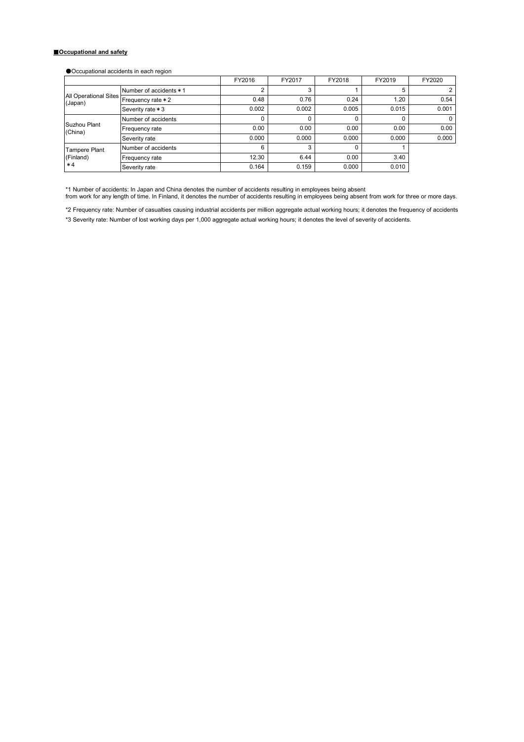## ■Occupational and safety

●Occupational accidents in each region

| | | FY2016 | FY2017 | FY2018 | FY2019 | FY2020 |
|---|---|---|---|---|---|---|
| All Operational Sites (Japan) | Number of accidents ＊1 | 2 | 3 | 1 | 5 | 2 |
| | Frequency rate ＊2 | 0.48 | 0.76 | 0.24 | 1.20 | 0.54 |
| | Severity rate ＊3 | 0.002 | 0.002 | 0.005 | 0.015 | 0.001 |
| Suzhou Plant (China) | Number of accidents | 0 | 0 | 0 | 0 | 0 |
| | Frequency rate | 0.00 | 0.00 | 0.00 | 0.00 | 0.00 |
| | Severity rate | 0.000 | 0.000 | 0.000 | 0.000 | 0.000 |
| Tampere Plant (Finland) ＊4 | Number of accidents | 6 | 3 | 0 | 1 | |
| | Frequency rate | 12.30 | 6.44 | 0.00 | 3.40 | |
| | Severity rate | 0.164 | 0.159 | 0.000 | 0.010 | |

*1 Number of accidents: In Japan and China denotes the number of accidents resulting in employees being absent from work for any length of time. In Finland, it denotes the number of accidents resulting in employees being absent from work for three or more days.

*2 Frequency rate: Number of casualties causing industrial accidents per million aggregate actual working hours; it denotes the frequency of accidents

*3 Severity rate: Number of lost working days per 1,000 aggregate actual working hours; it denotes the level of severity of accidents.